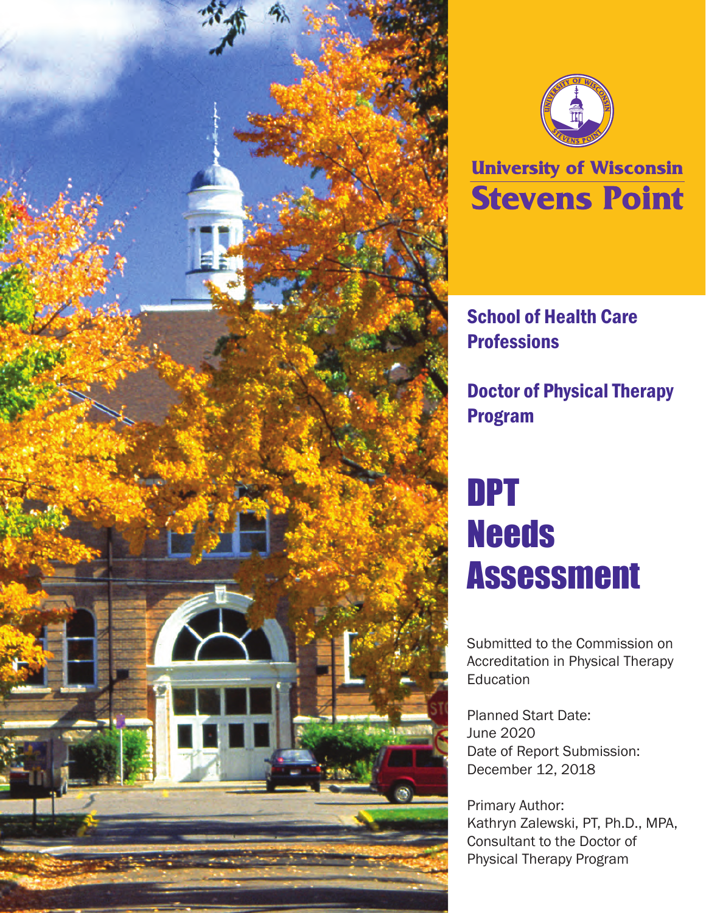University of Wisconsin
Stevens Point

School of Health Care Professions

Doctor of Physical Therapy Program

# DPT Needs Assessment

Submitted to the Commission on Accreditation in Physical Therapy Education

Planned Start Date:
June 2020
Date of Report Submission:
December 12, 2018

Primary Author:
Kathryn Zalewski, PT, Ph.D., MPA, Consultant to the Doctor of Physical Therapy Program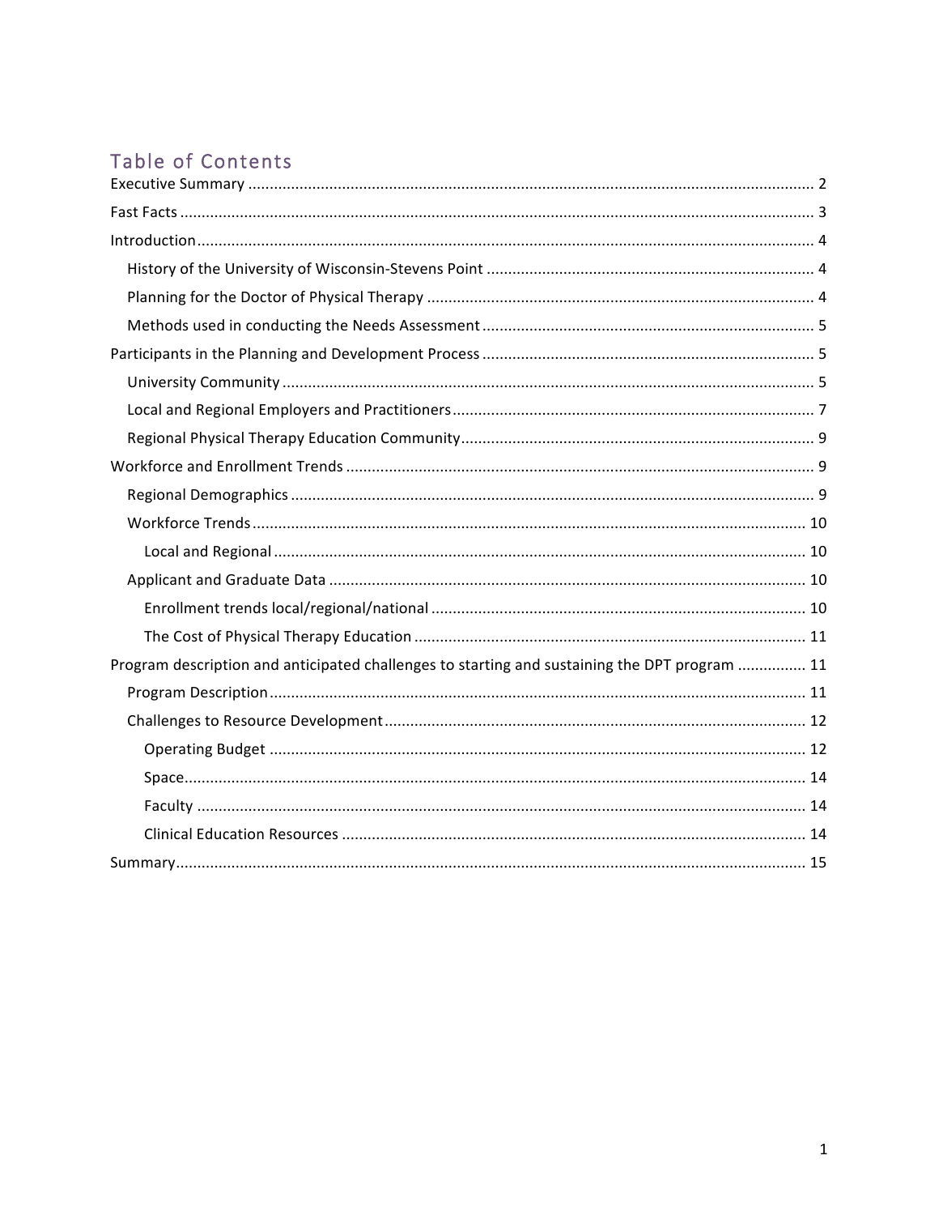# Table of Contents

Executive Summary ........................................................................ 2

Fast Facts ........................................................................ 3

Introduction ........................................................................ 4

- History of the University of Wisconsin-Stevens Point ........................................................................ 4
- Planning for the Doctor of Physical Therapy ........................................................................ 4
- Methods used in conducting the Needs Assessment ........................................................................ 5

Participants in the Planning and Development Process ........................................................................ 5

- University Community ........................................................................ 5
- Local and Regional Employers and Practitioners ........................................................................ 7
- Regional Physical Therapy Education Community ........................................................................ 9

Workforce and Enrollment Trends ........................................................................ 9

- Regional Demographics ........................................................................ 9
- Workforce Trends ........................................................................ 10
  - Local and Regional ........................................................................ 10
- Applicant and Graduate Data ........................................................................ 10
  - Enrollment trends local/regional/national ........................................................................ 10
  - The Cost of Physical Therapy Education ........................................................................ 11

Program description and anticipated challenges to starting and sustaining the DPT program ................ 11

- Program Description ........................................................................ 11
- Challenges to Resource Development ........................................................................ 12
  - Operating Budget ........................................................................ 12
  - Space ........................................................................ 14
  - Faculty ........................................................................ 14
  - Clinical Education Resources ........................................................................ 14

Summary ........................................................................ 15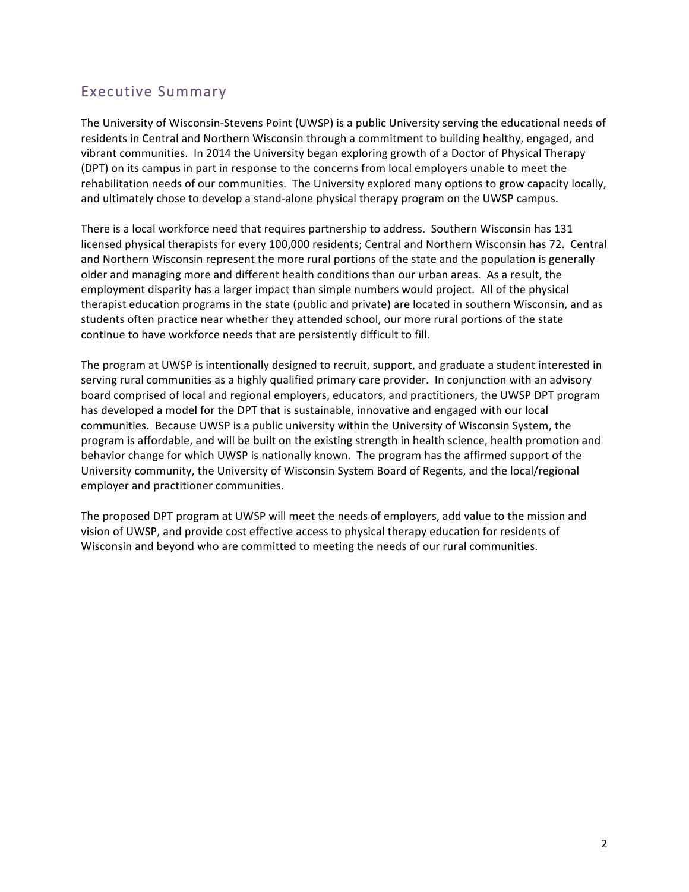## Executive Summary

The University of Wisconsin-Stevens Point (UWSP) is a public University serving the educational needs of residents in Central and Northern Wisconsin through a commitment to building healthy, engaged, and vibrant communities. In 2014 the University began exploring growth of a Doctor of Physical Therapy (DPT) on its campus in part in response to the concerns from local employers unable to meet the rehabilitation needs of our communities. The University explored many options to grow capacity locally, and ultimately chose to develop a stand-alone physical therapy program on the UWSP campus.

There is a local workforce need that requires partnership to address. Southern Wisconsin has 131 licensed physical therapists for every 100,000 residents; Central and Northern Wisconsin has 72. Central and Northern Wisconsin represent the more rural portions of the state and the population is generally older and managing more and different health conditions than our urban areas. As a result, the employment disparity has a larger impact than simple numbers would project. All of the physical therapist education programs in the state (public and private) are located in southern Wisconsin, and as students often practice near whether they attended school, our more rural portions of the state continue to have workforce needs that are persistently difficult to fill.

The program at UWSP is intentionally designed to recruit, support, and graduate a student interested in serving rural communities as a highly qualified primary care provider. In conjunction with an advisory board comprised of local and regional employers, educators, and practitioners, the UWSP DPT program has developed a model for the DPT that is sustainable, innovative and engaged with our local communities. Because UWSP is a public university within the University of Wisconsin System, the program is affordable, and will be built on the existing strength in health science, health promotion and behavior change for which UWSP is nationally known. The program has the affirmed support of the University community, the University of Wisconsin System Board of Regents, and the local/regional employer and practitioner communities.

The proposed DPT program at UWSP will meet the needs of employers, add value to the mission and vision of UWSP, and provide cost effective access to physical therapy education for residents of Wisconsin and beyond who are committed to meeting the needs of our rural communities.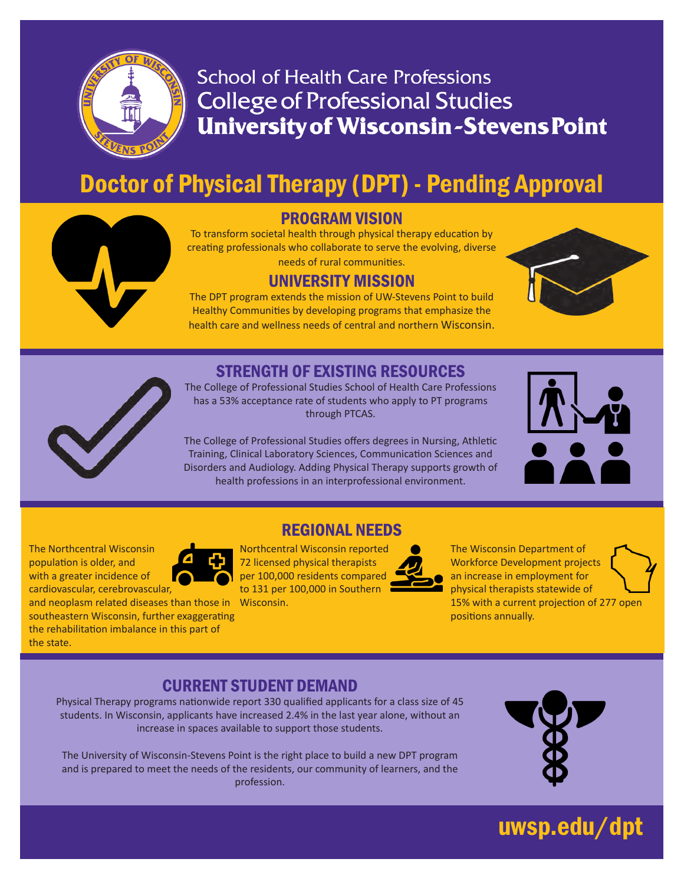School of Health Care Professions
College of Professional Studies
**University of Wisconsin-Stevens Point**

# Doctor of Physical Therapy (DPT) - Pending Approval

## PROGRAM VISION

To transform societal health through physical therapy education by creating professionals who collaborate to serve the evolving, diverse needs of rural communities.

## UNIVERSITY MISSION

The DPT program extends the mission of UW-Stevens Point to build Healthy Communities by developing programs that emphasize the health care and wellness needs of central and northern Wisconsin.

## STRENGTH OF EXISTING RESOURCES

The College of Professional Studies School of Health Care Professions has a 53% acceptance rate of students who apply to PT programs through PTCAS.

The College of Professional Studies offers degrees in Nursing, Athletic Training, Clinical Laboratory Sciences, Communication Sciences and Disorders and Audiology. Adding Physical Therapy supports growth of health professions in an interprofessional environment.

## REGIONAL NEEDS

The Northcentral Wisconsin population is older, and with a greater incidence of cardiovascular, cerebrovascular, and neoplasm related diseases than those in southeastern Wisconsin, further exaggerating the rehabilitation imbalance in this part of the state.

Northcentral Wisconsin reported 72 licensed physical therapists per 100,000 residents compared to 131 per 100,000 in Southern Wisconsin.

The Wisconsin Department of Workforce Development projects an increase in employment for physical therapists statewide of 15% with a current projection of 277 open positions annually.

## CURRENT STUDENT DEMAND

Physical Therapy programs nationwide report 330 qualified applicants for a class size of 45 students. In Wisconsin, applicants have increased 2.4% in the last year alone, without an increase in spaces available to support those students.

The University of Wisconsin-Stevens Point is the right place to build a new DPT program and is prepared to meet the needs of the residents, our community of learners, and the profession.

**uwsp.edu/dpt**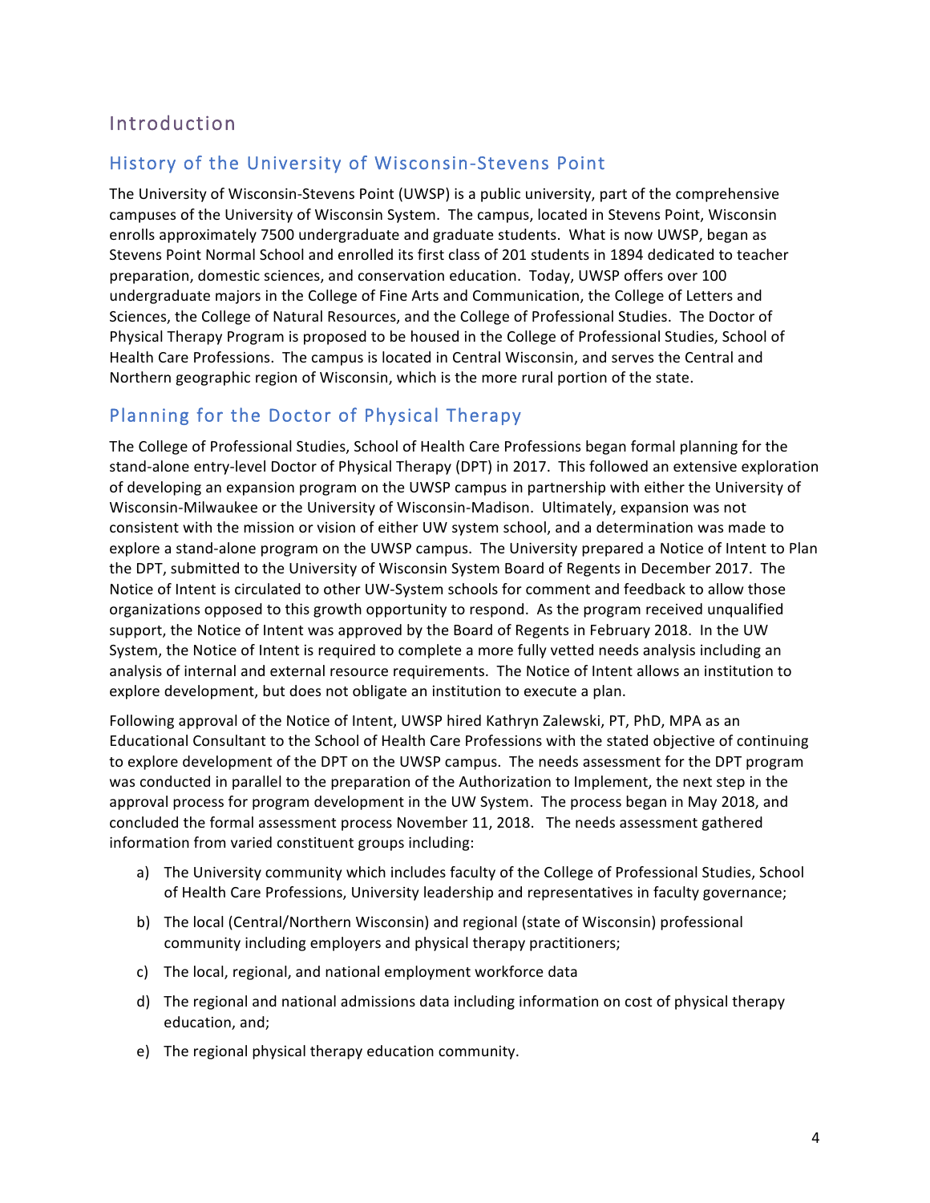# Introduction

## History of the University of Wisconsin-Stevens Point

The University of Wisconsin-Stevens Point (UWSP) is a public university, part of the comprehensive campuses of the University of Wisconsin System. The campus, located in Stevens Point, Wisconsin enrolls approximately 7500 undergraduate and graduate students. What is now UWSP, began as Stevens Point Normal School and enrolled its first class of 201 students in 1894 dedicated to teacher preparation, domestic sciences, and conservation education. Today, UWSP offers over 100 undergraduate majors in the College of Fine Arts and Communication, the College of Letters and Sciences, the College of Natural Resources, and the College of Professional Studies. The Doctor of Physical Therapy Program is proposed to be housed in the College of Professional Studies, School of Health Care Professions. The campus is located in Central Wisconsin, and serves the Central and Northern geographic region of Wisconsin, which is the more rural portion of the state.

## Planning for the Doctor of Physical Therapy

The College of Professional Studies, School of Health Care Professions began formal planning for the stand-alone entry-level Doctor of Physical Therapy (DPT) in 2017. This followed an extensive exploration of developing an expansion program on the UWSP campus in partnership with either the University of Wisconsin-Milwaukee or the University of Wisconsin-Madison. Ultimately, expansion was not consistent with the mission or vision of either UW system school, and a determination was made to explore a stand-alone program on the UWSP campus. The University prepared a Notice of Intent to Plan the DPT, submitted to the University of Wisconsin System Board of Regents in December 2017. The Notice of Intent is circulated to other UW-System schools for comment and feedback to allow those organizations opposed to this growth opportunity to respond. As the program received unqualified support, the Notice of Intent was approved by the Board of Regents in February 2018. In the UW System, the Notice of Intent is required to complete a more fully vetted needs analysis including an analysis of internal and external resource requirements. The Notice of Intent allows an institution to explore development, but does not obligate an institution to execute a plan.

Following approval of the Notice of Intent, UWSP hired Kathryn Zalewski, PT, PhD, MPA as an Educational Consultant to the School of Health Care Professions with the stated objective of continuing to explore development of the DPT on the UWSP campus. The needs assessment for the DPT program was conducted in parallel to the preparation of the Authorization to Implement, the next step in the approval process for program development in the UW System. The process began in May 2018, and concluded the formal assessment process November 11, 2018. The needs assessment gathered information from varied constituent groups including:

a) The University community which includes faculty of the College of Professional Studies, School of Health Care Professions, University leadership and representatives in faculty governance;

b) The local (Central/Northern Wisconsin) and regional (state of Wisconsin) professional community including employers and physical therapy practitioners;

c) The local, regional, and national employment workforce data

d) The regional and national admissions data including information on cost of physical therapy education, and;

e) The regional physical therapy education community.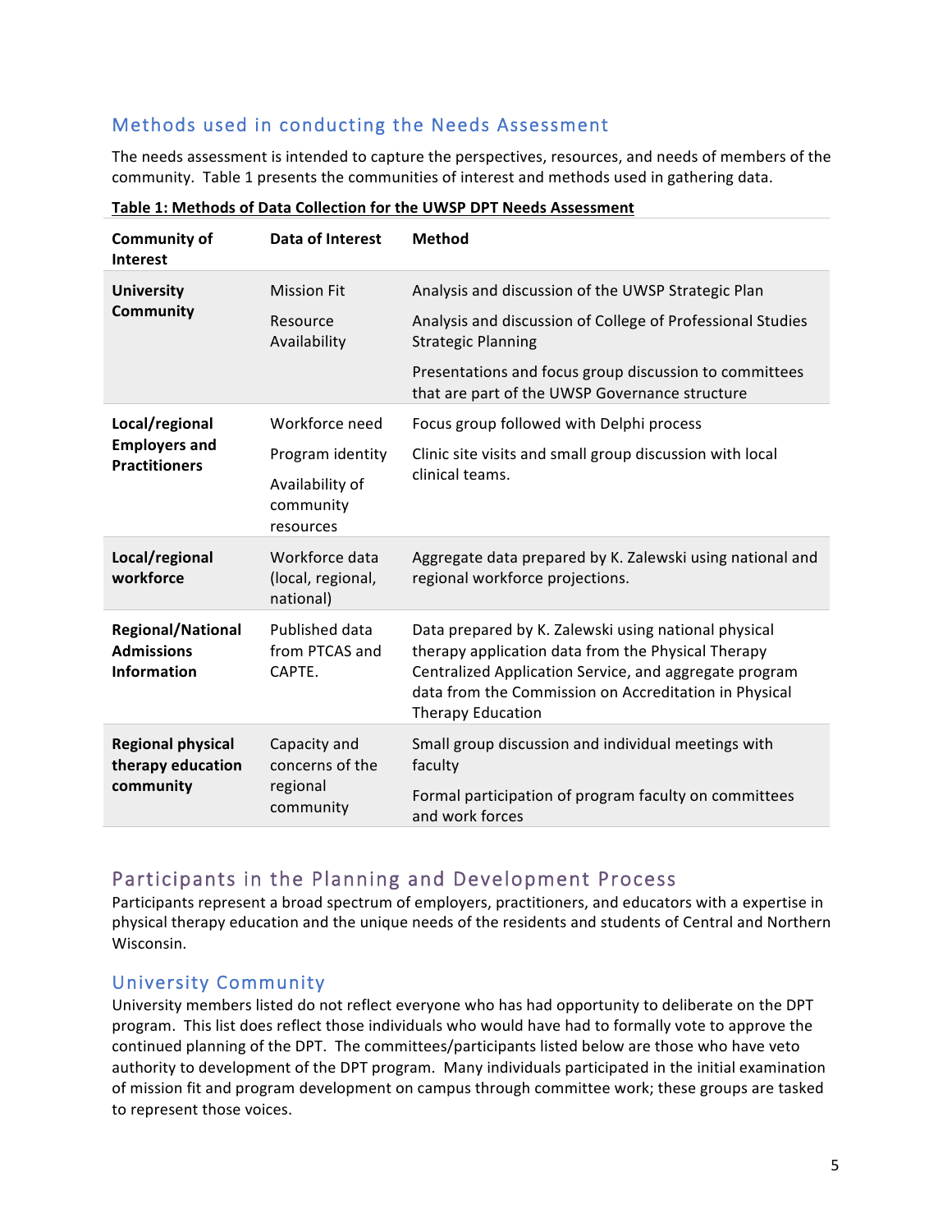## Methods used in conducting the Needs Assessment

The needs assessment is intended to capture the perspectives, resources, and needs of members of the community. Table 1 presents the communities of interest and methods used in gathering data.

**Table 1: Methods of Data Collection for the UWSP DPT Needs Assessment**

| Community of Interest | Data of Interest | Method |
|---|---|---|
| **University Community** | Mission Fit<br>Resource Availability | Analysis and discussion of the UWSP Strategic Plan<br>Analysis and discussion of College of Professional Studies Strategic Planning<br>Presentations and focus group discussion to committees that are part of the UWSP Governance structure |
| **Local/regional Employers and Practitioners** | Workforce need<br>Program identity<br>Availability of community resources | Focus group followed with Delphi process<br>Clinic site visits and small group discussion with local clinical teams. |
| **Local/regional workforce** | Workforce data (local, regional, national) | Aggregate data prepared by K. Zalewski using national and regional workforce projections. |
| **Regional/National Admissions Information** | Published data from PTCAS and CAPTE. | Data prepared by K. Zalewski using national physical therapy application data from the Physical Therapy Centralized Application Service, and aggregate program data from the Commission on Accreditation in Physical Therapy Education |
| **Regional physical therapy education community** | Capacity and concerns of the regional community | Small group discussion and individual meetings with faculty<br>Formal participation of program faculty on committees and work forces |

## Participants in the Planning and Development Process

Participants represent a broad spectrum of employers, practitioners, and educators with a expertise in physical therapy education and the unique needs of the residents and students of Central and Northern Wisconsin.

### University Community

University members listed do not reflect everyone who has had opportunity to deliberate on the DPT program. This list does reflect those individuals who would have had to formally vote to approve the continued planning of the DPT. The committees/participants listed below are those who have veto authority to development of the DPT program. Many individuals participated in the initial examination of mission fit and program development on campus through committee work; these groups are tasked to represent those voices.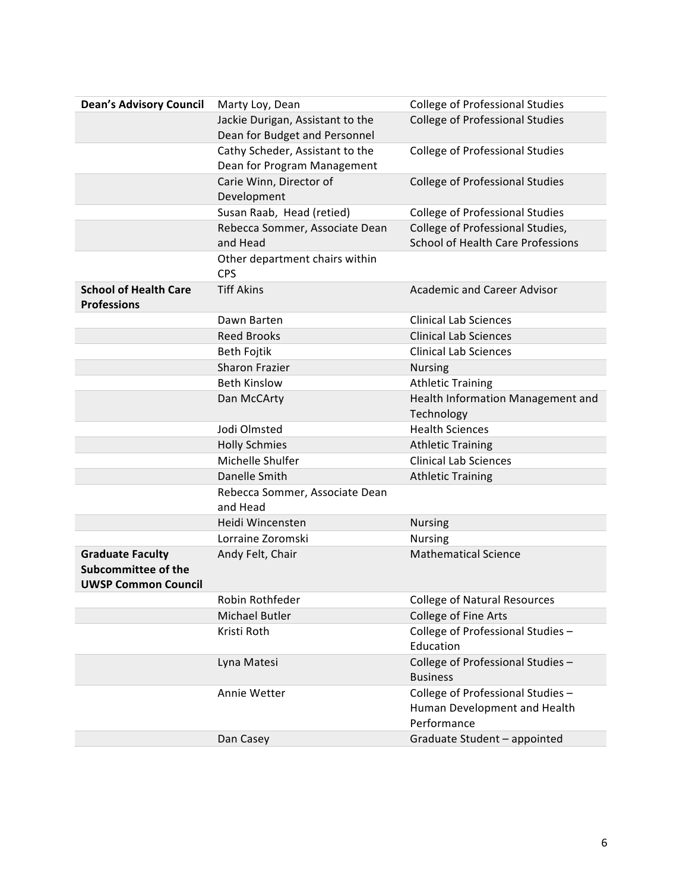| | | |
|---|---|---|
| **Dean's Advisory Council** | Marty Loy, Dean | College of Professional Studies |
| | Jackie Durigan, Assistant to the Dean for Budget and Personnel | College of Professional Studies |
| | Cathy Scheder, Assistant to the Dean for Program Management | College of Professional Studies |
| | Carie Winn, Director of Development | College of Professional Studies |
| | Susan Raab, Head (retied) | College of Professional Studies |
| | Rebecca Sommer, Associate Dean and Head | College of Professional Studies, School of Health Care Professions |
| | Other department chairs within CPS | |
| **School of Health Care Professions** | Tiff Akins | Academic and Career Advisor |
| | Dawn Barten | Clinical Lab Sciences |
| | Reed Brooks | Clinical Lab Sciences |
| | Beth Fojtik | Clinical Lab Sciences |
| | Sharon Frazier | Nursing |
| | Beth Kinslow | Athletic Training |
| | Dan McCArty | Health Information Management and Technology |
| | Jodi Olmsted | Health Sciences |
| | Holly Schmies | Athletic Training |
| | Michelle Shulfer | Clinical Lab Sciences |
| | Danelle Smith | Athletic Training |
| | Rebecca Sommer, Associate Dean and Head | |
| | Heidi Wincensten | Nursing |
| | Lorraine Zoromski | Nursing |
| **Graduate Faculty Subcommittee of the UWSP Common Council** | Andy Felt, Chair | Mathematical Science |
| | Robin Rothfeder | College of Natural Resources |
| | Michael Butler | College of Fine Arts |
| | Kristi Roth | College of Professional Studies – Education |
| | Lyna Matesi | College of Professional Studies – Business |
| | Annie Wetter | College of Professional Studies – Human Development and Health Performance |
| | Dan Casey | Graduate Student – appointed |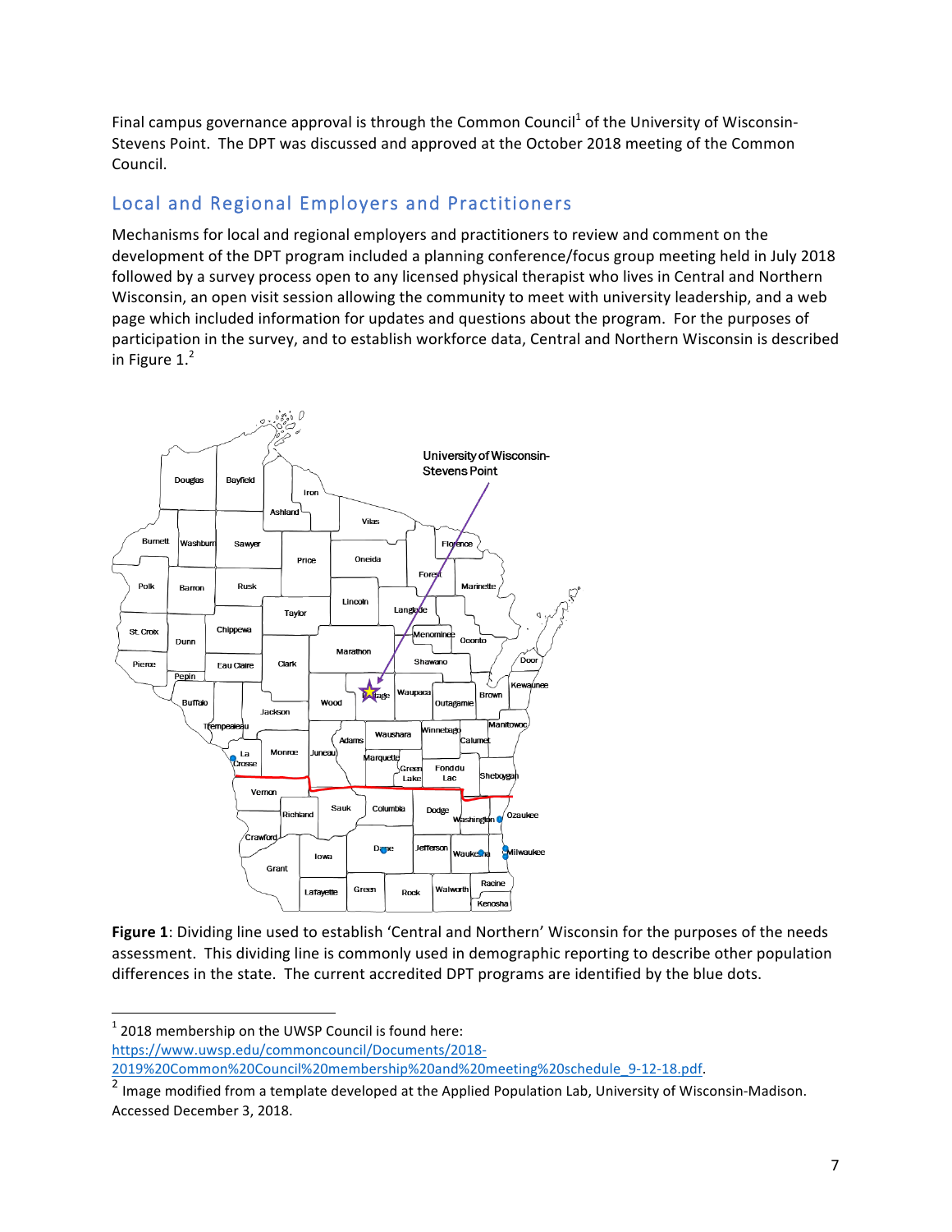Final campus governance approval is through the Common Council[1] of the University of Wisconsin-Stevens Point. The DPT was discussed and approved at the October 2018 meeting of the Common Council.

## Local and Regional Employers and Practitioners

Mechanisms for local and regional employers and practitioners to review and comment on the development of the DPT program included a planning conference/focus group meeting held in July 2018 followed by a survey process open to any licensed physical therapist who lives in Central and Northern Wisconsin, an open visit session allowing the community to meet with university leadership, and a web page which included information for updates and questions about the program. For the purposes of participation in the survey, and to establish workforce data, Central and Northern Wisconsin is described in Figure 1.[2]

**Figure 1**: Dividing line used to establish 'Central and Northern' Wisconsin for the purposes of the needs assessment. This dividing line is commonly used in demographic reporting to describe other population differences in the state. The current accredited DPT programs are identified by the blue dots.

[1] 2018 membership on the UWSP Council is found here: https://www.uwsp.edu/commoncouncil/Documents/2018-2019%20Common%20Council%20membership%20and%20meeting%20schedule_9-12-18.pdf.

[2] Image modified from a template developed at the Applied Population Lab, University of Wisconsin-Madison. Accessed December 3, 2018.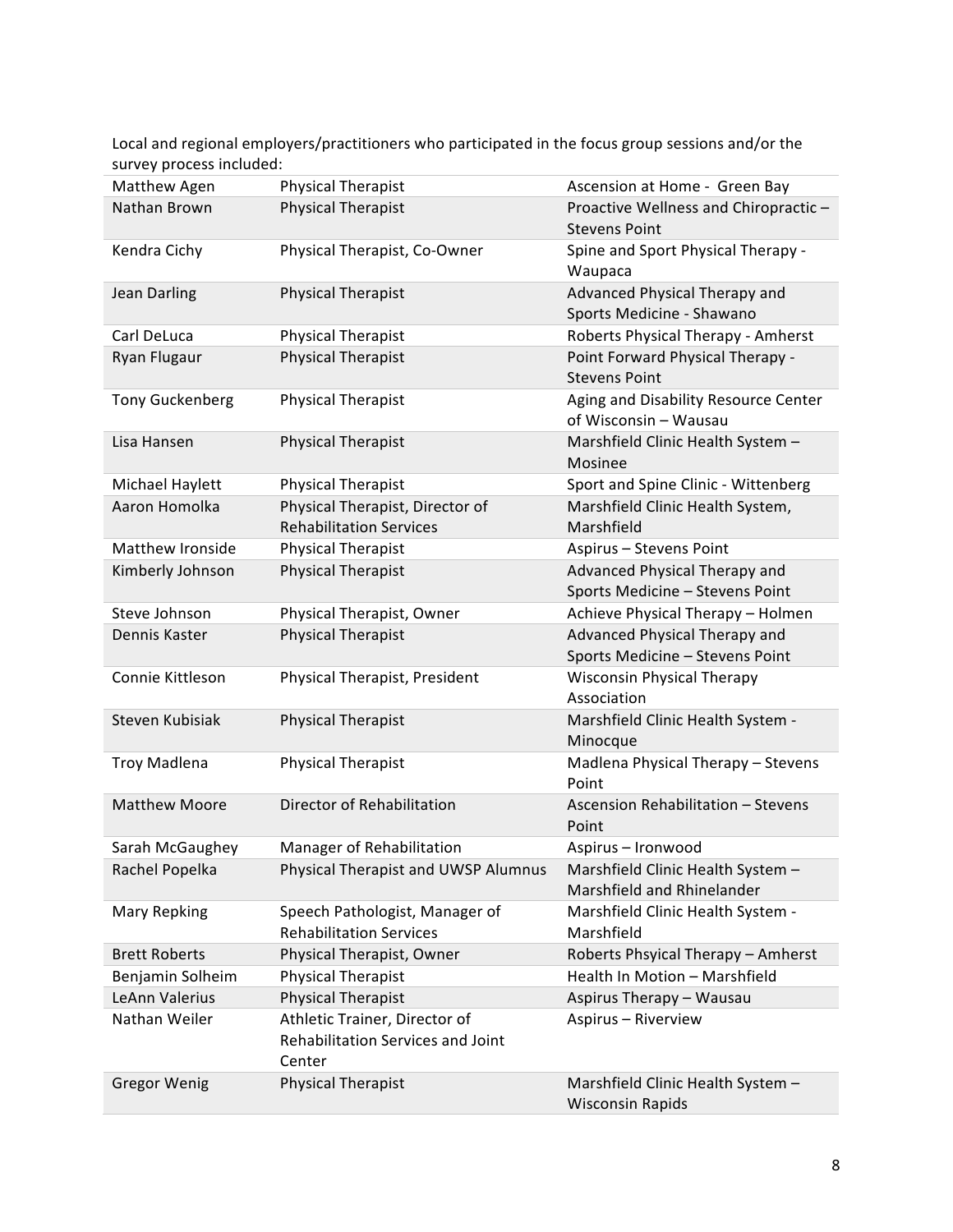Local and regional employers/practitioners who participated in the focus group sessions and/or the survey process included:

| | | |
|---|---|---|
| Matthew Agen | Physical Therapist | Ascension at Home - Green Bay |
| Nathan Brown | Physical Therapist | Proactive Wellness and Chiropractic – Stevens Point |
| Kendra Cichy | Physical Therapist, Co-Owner | Spine and Sport Physical Therapy - Waupaca |
| Jean Darling | Physical Therapist | Advanced Physical Therapy and Sports Medicine - Shawano |
| Carl DeLuca | Physical Therapist | Roberts Physical Therapy - Amherst |
| Ryan Flugaur | Physical Therapist | Point Forward Physical Therapy - Stevens Point |
| Tony Guckenberg | Physical Therapist | Aging and Disability Resource Center of Wisconsin – Wausau |
| Lisa Hansen | Physical Therapist | Marshfield Clinic Health System – Mosinee |
| Michael Haylett | Physical Therapist | Sport and Spine Clinic - Wittenberg |
| Aaron Homolka | Physical Therapist, Director of Rehabilitation Services | Marshfield Clinic Health System, Marshfield |
| Matthew Ironside | Physical Therapist | Aspirus – Stevens Point |
| Kimberly Johnson | Physical Therapist | Advanced Physical Therapy and Sports Medicine – Stevens Point |
| Steve Johnson | Physical Therapist, Owner | Achieve Physical Therapy – Holmen |
| Dennis Kaster | Physical Therapist | Advanced Physical Therapy and Sports Medicine – Stevens Point |
| Connie Kittleson | Physical Therapist, President | Wisconsin Physical Therapy Association |
| Steven Kubisiak | Physical Therapist | Marshfield Clinic Health System - Minocque |
| Troy Madlena | Physical Therapist | Madlena Physical Therapy – Stevens Point |
| Matthew Moore | Director of Rehabilitation | Ascension Rehabilitation – Stevens Point |
| Sarah McGaughey | Manager of Rehabilitation | Aspirus – Ironwood |
| Rachel Popelka | Physical Therapist and UWSP Alumnus | Marshfield Clinic Health System – Marshfield and Rhinelander |
| Mary Repking | Speech Pathologist, Manager of Rehabilitation Services | Marshfield Clinic Health System - Marshfield |
| Brett Roberts | Physical Therapist, Owner | Roberts Phsyical Therapy – Amherst |
| Benjamin Solheim | Physical Therapist | Health In Motion – Marshfield |
| LeAnn Valerius | Physical Therapist | Aspirus Therapy – Wausau |
| Nathan Weiler | Athletic Trainer, Director of Rehabilitation Services and Joint Center | Aspirus – Riverview |
| Gregor Wenig | Physical Therapist | Marshfield Clinic Health System – Wisconsin Rapids |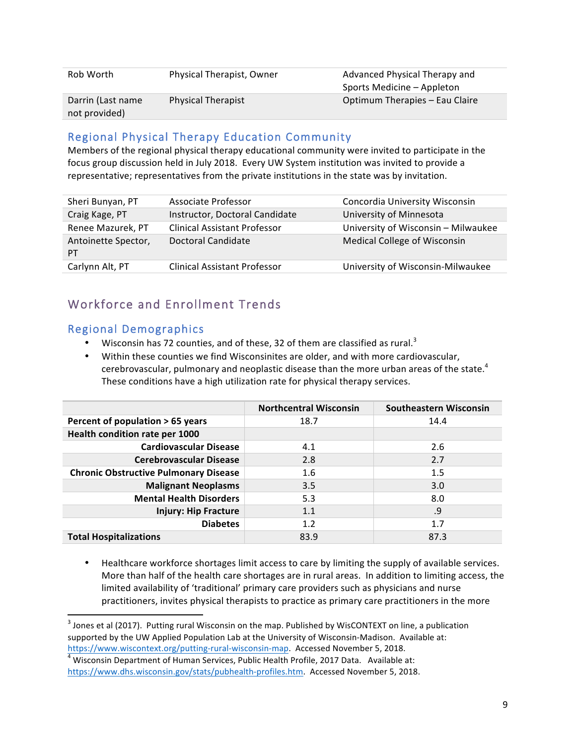| | | |
|---|---|---|
| Rob Worth | Physical Therapist, Owner | Advanced Physical Therapy and Sports Medicine – Appleton |
| Darrin (Last name not provided) | Physical Therapist | Optimum Therapies – Eau Claire |

### Regional Physical Therapy Education Community

Members of the regional physical therapy educational community were invited to participate in the focus group discussion held in July 2018. Every UW System institution was invited to provide a representative; representatives from the private institutions in the state was by invitation.

| | | |
|---|---|---|
| Sheri Bunyan, PT | Associate Professor | Concordia University Wisconsin |
| Craig Kage, PT | Instructor, Doctoral Candidate | University of Minnesota |
| Renee Mazurek, PT | Clinical Assistant Professor | University of Wisconsin – Milwaukee |
| Antoinette Spector, PT | Doctoral Candidate | Medical College of Wisconsin |
| Carlynn Alt, PT | Clinical Assistant Professor | University of Wisconsin-Milwaukee |

## Workforce and Enrollment Trends

### Regional Demographics

- Wisconsin has 72 counties, and of these, 32 of them are classified as rural.[3]
- Within these counties we find Wisconsinites are older, and with more cardiovascular, cerebrovascular, pulmonary and neoplastic disease than the more urban areas of the state.[4] These conditions have a high utilization rate for physical therapy services.

| | Northcentral Wisconsin | Southeastern Wisconsin |
|---|---|---|
| **Percent of population > 65 years** | 18.7 | 14.4 |
| **Health condition rate per 1000** | | |
| **Cardiovascular Disease** | 4.1 | 2.6 |
| **Cerebrovascular Disease** | 2.8 | 2.7 |
| **Chronic Obstructive Pulmonary Disease** | 1.6 | 1.5 |
| **Malignant Neoplasms** | 3.5 | 3.0 |
| **Mental Health Disorders** | 5.3 | 8.0 |
| **Injury: Hip Fracture** | 1.1 | .9 |
| **Diabetes** | 1.2 | 1.7 |
| **Total Hospitalizations** | 83.9 | 87.3 |

- Healthcare workforce shortages limit access to care by limiting the supply of available services. More than half of the health care shortages are in rural areas. In addition to limiting access, the limited availability of 'traditional' primary care providers such as physicians and nurse practitioners, invites physical therapists to practice as primary care practitioners in the more

---

[3] Jones et al (2017). Putting rural Wisconsin on the map. Published by WisCONTEXT on line, a publication supported by the UW Applied Population Lab at the University of Wisconsin-Madison. Available at: https://www.wiscontext.org/putting-rural-wisconsin-map. Accessed November 5, 2018.

[4] Wisconsin Department of Human Services, Public Health Profile, 2017 Data. Available at: https://www.dhs.wisconsin.gov/stats/pubhealth-profiles.htm. Accessed November 5, 2018.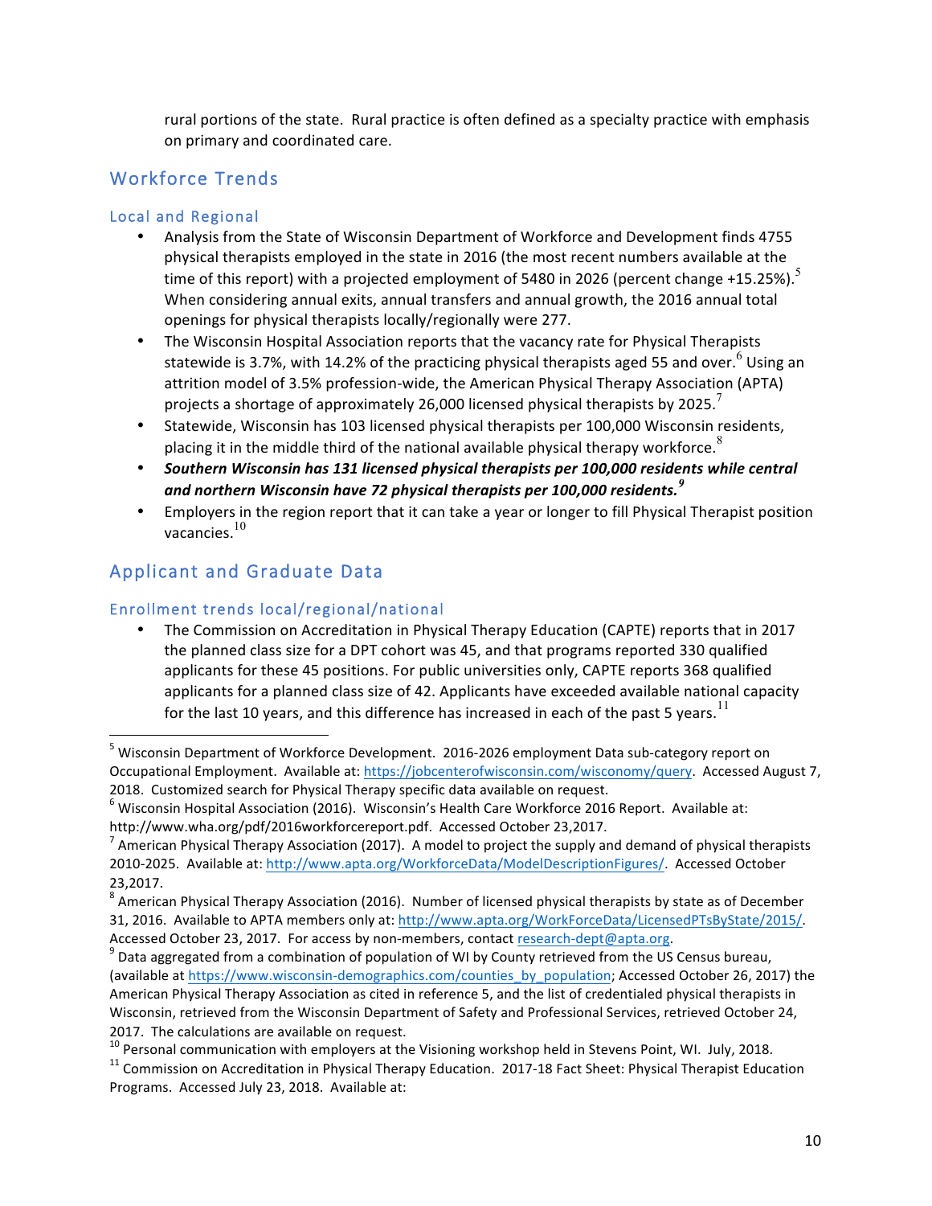rural portions of the state. Rural practice is often defined as a specialty practice with emphasis on primary and coordinated care.

## Workforce Trends

### Local and Regional

- Analysis from the State of Wisconsin Department of Workforce and Development finds 4755 physical therapists employed in the state in 2016 (the most recent numbers available at the time of this report) with a projected employment of 5480 in 2026 (percent change +15.25%).[5] When considering annual exits, annual transfers and annual growth, the 2016 annual total openings for physical therapists locally/regionally were 277.
- The Wisconsin Hospital Association reports that the vacancy rate for Physical Therapists statewide is 3.7%, with 14.2% of the practicing physical therapists aged 55 and over.[6] Using an attrition model of 3.5% profession-wide, the American Physical Therapy Association (APTA) projects a shortage of approximately 26,000 licensed physical therapists by 2025.[7]
- Statewide, Wisconsin has 103 licensed physical therapists per 100,000 Wisconsin residents, placing it in the middle third of the national available physical therapy workforce.[8]
- ***Southern Wisconsin has 131 licensed physical therapists per 100,000 residents while central and northern Wisconsin have 72 physical therapists per 100,000 residents.***[9]
- Employers in the region report that it can take a year or longer to fill Physical Therapist position vacancies.[10]

## Applicant and Graduate Data

### Enrollment trends local/regional/national

- The Commission on Accreditation in Physical Therapy Education (CAPTE) reports that in 2017 the planned class size for a DPT cohort was 45, and that programs reported 330 qualified applicants for these 45 positions. For public universities only, CAPTE reports 368 qualified applicants for a planned class size of 42. Applicants have exceeded available national capacity for the last 10 years, and this difference has increased in each of the past 5 years.[11]

---

[5] Wisconsin Department of Workforce Development. 2016-2026 employment Data sub-category report on Occupational Employment. Available at: https://jobcenterofwisconsin.com/wisconomy/query. Accessed August 7, 2018. Customized search for Physical Therapy specific data available on request.

[6] Wisconsin Hospital Association (2016). Wisconsin's Health Care Workforce 2016 Report. Available at: http://www.wha.org/pdf/2016workforcereport.pdf. Accessed October 23,2017.

[7] American Physical Therapy Association (2017). A model to project the supply and demand of physical therapists 2010-2025. Available at: http://www.apta.org/WorkforceData/ModelDescriptionFigures/. Accessed October 23,2017.

[8] American Physical Therapy Association (2016). Number of licensed physical therapists by state as of December 31, 2016. Available to APTA members only at: http://www.apta.org/WorkForceData/LicensedPTsByState/2015/. Accessed October 23, 2017. For access by non-members, contact research-dept@apta.org.

[9] Data aggregated from a combination of population of WI by County retrieved from the US Census bureau, (available at https://www.wisconsin-demographics.com/counties_by_population; Accessed October 26, 2017) the American Physical Therapy Association as cited in reference 5, and the list of credentialed physical therapists in Wisconsin, retrieved from the Wisconsin Department of Safety and Professional Services, retrieved October 24, 2017. The calculations are available on request.

[10] Personal communication with employers at the Visioning workshop held in Stevens Point, WI. July, 2018.

[11] Commission on Accreditation in Physical Therapy Education. 2017-18 Fact Sheet: Physical Therapist Education Programs. Accessed July 23, 2018. Available at: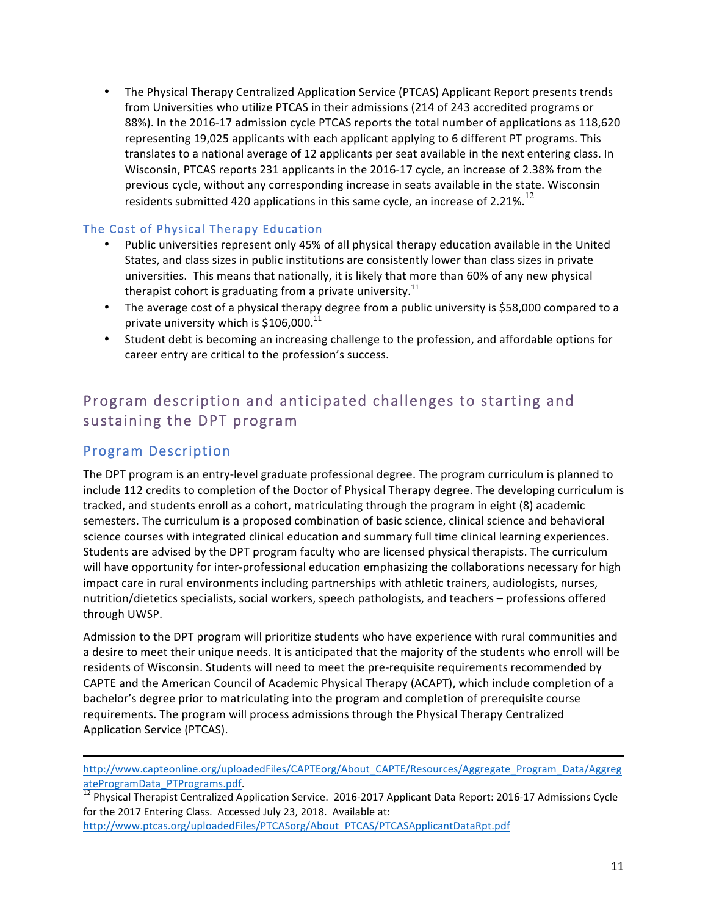- The Physical Therapy Centralized Application Service (PTCAS) Applicant Report presents trends from Universities who utilize PTCAS in their admissions (214 of 243 accredited programs or 88%). In the 2016-17 admission cycle PTCAS reports the total number of applications as 118,620 representing 19,025 applicants with each applicant applying to 6 different PT programs. This translates to a national average of 12 applicants per seat available in the next entering class. In Wisconsin, PTCAS reports 231 applicants in the 2016-17 cycle, an increase of 2.38% from the previous cycle, without any corresponding increase in seats available in the state. Wisconsin residents submitted 420 applications in this same cycle, an increase of 2.21%.[12]

### The Cost of Physical Therapy Education

- Public universities represent only 45% of all physical therapy education available in the United States, and class sizes in public institutions are consistently lower than class sizes in private universities. This means that nationally, it is likely that more than 60% of any new physical therapist cohort is graduating from a private university.[11]
- The average cost of a physical therapy degree from a public university is $58,000 compared to a private university which is $106,000.[11]
- Student debt is becoming an increasing challenge to the profession, and affordable options for career entry are critical to the profession's success.

## Program description and anticipated challenges to starting and sustaining the DPT program

### Program Description

The DPT program is an entry-level graduate professional degree. The program curriculum is planned to include 112 credits to completion of the Doctor of Physical Therapy degree. The developing curriculum is tracked, and students enroll as a cohort, matriculating through the program in eight (8) academic semesters. The curriculum is a proposed combination of basic science, clinical science and behavioral science courses with integrated clinical education and summary full time clinical learning experiences. Students are advised by the DPT program faculty who are licensed physical therapists. The curriculum will have opportunity for inter-professional education emphasizing the collaborations necessary for high impact care in rural environments including partnerships with athletic trainers, audiologists, nurses, nutrition/dietetics specialists, social workers, speech pathologists, and teachers – professions offered through UWSP.

Admission to the DPT program will prioritize students who have experience with rural communities and a desire to meet their unique needs. It is anticipated that the majority of the students who enroll will be residents of Wisconsin. Students will need to meet the pre-requisite requirements recommended by CAPTE and the American Council of Academic Physical Therapy (ACAPT), which include completion of a bachelor's degree prior to matriculating into the program and completion of prerequisite course requirements. The program will process admissions through the Physical Therapy Centralized Application Service (PTCAS).

---

http://www.capteonline.org/uploadedFiles/CAPTEorg/About_CAPTE/Resources/Aggregate_Program_Data/AggregateProgramData_PTPrograms.pdf.

[12] Physical Therapist Centralized Application Service. 2016-2017 Applicant Data Report: 2016-17 Admissions Cycle for the 2017 Entering Class. Accessed July 23, 2018. Available at: http://www.ptcas.org/uploadedFiles/PTCASorg/About_PTCAS/PTCASApplicantDataRpt.pdf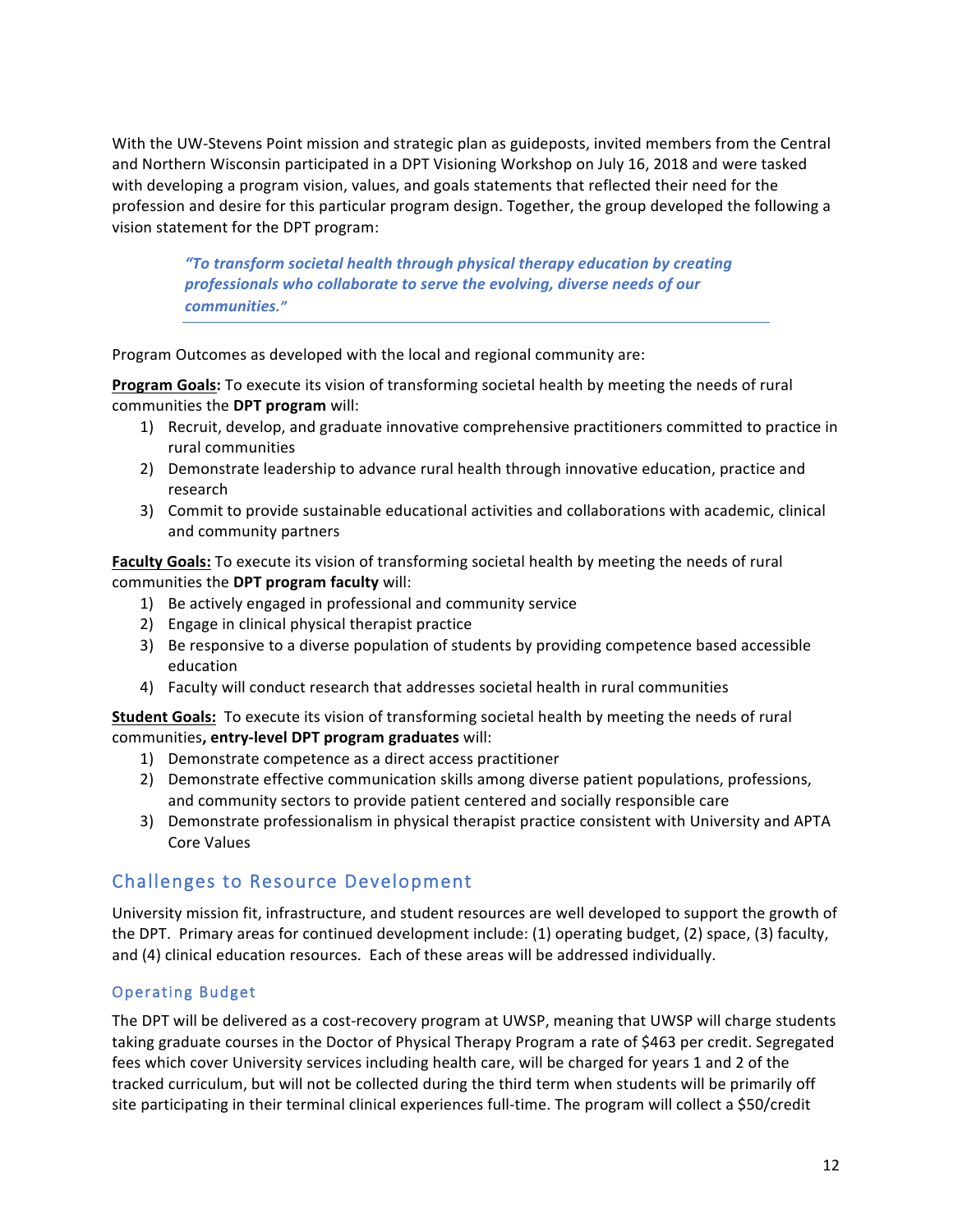With the UW-Stevens Point mission and strategic plan as guideposts, invited members from the Central and Northern Wisconsin participated in a DPT Visioning Workshop on July 16, 2018 and were tasked with developing a program vision, values, and goals statements that reflected their need for the profession and desire for this particular program design. Together, the group developed the following a vision statement for the DPT program:

> ***"To transform societal health through physical therapy education by creating professionals who collaborate to serve the evolving, diverse needs of our communities."***

Program Outcomes as developed with the local and regional community are:

**Program Goals:** To execute its vision of transforming societal health by meeting the needs of rural communities the **DPT program** will:

1) Recruit, develop, and graduate innovative comprehensive practitioners committed to practice in rural communities
2) Demonstrate leadership to advance rural health through innovative education, practice and research
3) Commit to provide sustainable educational activities and collaborations with academic, clinical and community partners

**Faculty Goals:** To execute its vision of transforming societal health by meeting the needs of rural communities the **DPT program faculty** will:

1) Be actively engaged in professional and community service
2) Engage in clinical physical therapist practice
3) Be responsive to a diverse population of students by providing competence based accessible education
4) Faculty will conduct research that addresses societal health in rural communities

**Student Goals:** To execute its vision of transforming societal health by meeting the needs of rural communities**, entry-level DPT program graduates** will:

1) Demonstrate competence as a direct access practitioner
2) Demonstrate effective communication skills among diverse patient populations, professions, and community sectors to provide patient centered and socially responsible care
3) Demonstrate professionalism in physical therapist practice consistent with University and APTA Core Values

## Challenges to Resource Development

University mission fit, infrastructure, and student resources are well developed to support the growth of the DPT. Primary areas for continued development include: (1) operating budget, (2) space, (3) faculty, and (4) clinical education resources. Each of these areas will be addressed individually.

### Operating Budget

The DPT will be delivered as a cost-recovery program at UWSP, meaning that UWSP will charge students taking graduate courses in the Doctor of Physical Therapy Program a rate of $463 per credit. Segregated fees which cover University services including health care, will be charged for years 1 and 2 of the tracked curriculum, but will not be collected during the third term when students will be primarily off site participating in their terminal clinical experiences full-time. The program will collect a $50/credit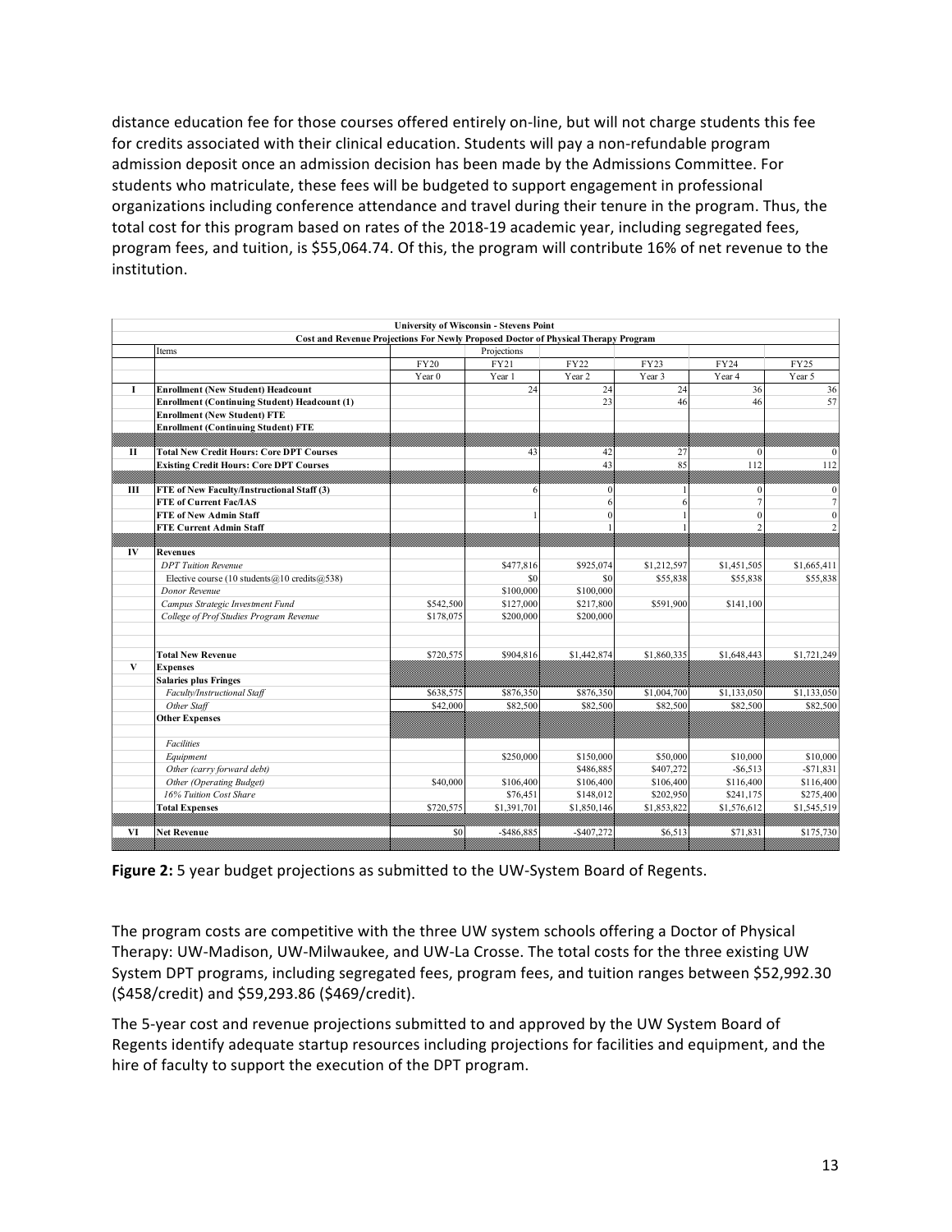distance education fee for those courses offered entirely on-line, but will not charge students this fee for credits associated with their clinical education. Students will pay a non-refundable program admission deposit once an admission decision has been made by the Admissions Committee. For students who matriculate, these fees will be budgeted to support engagement in professional organizations including conference attendance and travel during their tenure in the program. Thus, the total cost for this program based on rates of the 2018-19 academic year, including segregated fees, program fees, and tuition, is $55,064.74. Of this, the program will contribute 16% of net revenue to the institution.

| University of Wisconsin - Stevens Point | | | | | | | |
|---|---|---|---|---|---|---|---|
| Cost and Revenue Projections For Newly Proposed Doctor of Physical Therapy Program | | | | | | | |
| | Items | | Projections | | | | |
| | | FY20 | FY21 | FY22 | FY23 | FY24 | FY25 |
| | | Year 0 | Year 1 | Year 2 | Year 3 | Year 4 | Year 5 |
| I | **Enrollment (New Student) Headcount** | | 24 | 24 | 24 | 36 | 36 |
| | **Enrollment (Continuing Student) Headcount (1)** | | | 23 | 46 | 46 | 57 |
| | **Enrollment (New Student) FTE** | | | | | | |
| | **Enrollment (Continuing Student) FTE** | | | | | | |
| II | **Total New Credit Hours: Core DPT Courses** | | 43 | 42 | 27 | 0 | 0 |
| | **Existing Credit Hours: Core DPT Courses** | | | 43 | 85 | 112 | 112 |
| III | **FTE of New Faculty/Instructional Staff (3)** | | 6 | 0 | 1 | 0 | 0 |
| | **FTE of Current Fac/IAS** | | | 6 | 6 | 7 | 7 |
| | **FTE of New Admin Staff** | | 1 | 0 | 1 | 0 | 0 |
| | **FTE Current Admin Staff** | | | 1 | 1 | 2 | 2 |
| IV | **Revenues** | | | | | | |
| | *DPT Tuition Revenue* | | $477,816 | $925,074 | $1,212,597 | $1,451,505 | $1,665,411 |
| | Elective course (10 students@10 credits@538) | | $0 | $0 | $55,838 | $55,838 | $55,838 |
| | *Donor Revenue* | | $100,000 | $100,000 | | | |
| | *Campus Strategic Investment Fund* | $542,500 | $127,000 | $217,800 | $591,900 | $141,100 | |
| | *College of Prof Studies Program Revenue* | $178,075 | $200,000 | $200,000 | | | |
| | **Total New Revenue** | $720,575 | $904,816 | $1,442,874 | $1,860,335 | $1,648,443 | $1,721,249 |
| V | **Expenses** | | | | | | |
| | **Salaries plus Fringes** | | | | | | |
| | *Faculty/Instructional Staff* | $638,575 | $876,350 | $876,350 | $1,004,700 | $1,133,050 | $1,133,050 |
| | *Other Staff* | $42,000 | $82,500 | $82,500 | $82,500 | $82,500 | $82,500 |
| | **Other Expenses** | | | | | | |
| | *Facilities* | | | | | | |
| | *Equipment* | | $250,000 | $150,000 | $50,000 | $10,000 | $10,000 |
| | *Other (carry forward debt)* | | | $486,885 | $407,272 | -$6,513 | -$71,831 |
| | *Other (Operating Budget)* | $40,000 | $106,400 | $106,400 | $106,400 | $116,400 | $116,400 |
| | *16% Tuition Cost Share* | | $76,451 | $148,012 | $202,950 | $241,175 | $275,400 |
| | **Total Expenses** | $720,575 | $1,391,701 | $1,850,146 | $1,853,822 | $1,576,612 | $1,545,519 |
| VI | **Net Revenue** | $0 | -$486,885 | -$407,272 | $6,513 | $71,831 | $175,730 |

**Figure 2:** 5 year budget projections as submitted to the UW-System Board of Regents.

The program costs are competitive with the three UW system schools offering a Doctor of Physical Therapy: UW-Madison, UW-Milwaukee, and UW-La Crosse. The total costs for the three existing UW System DPT programs, including segregated fees, program fees, and tuition ranges between $52,992.30 ($458/credit) and $59,293.86 ($469/credit).

The 5-year cost and revenue projections submitted to and approved by the UW System Board of Regents identify adequate startup resources including projections for facilities and equipment, and the hire of faculty to support the execution of the DPT program.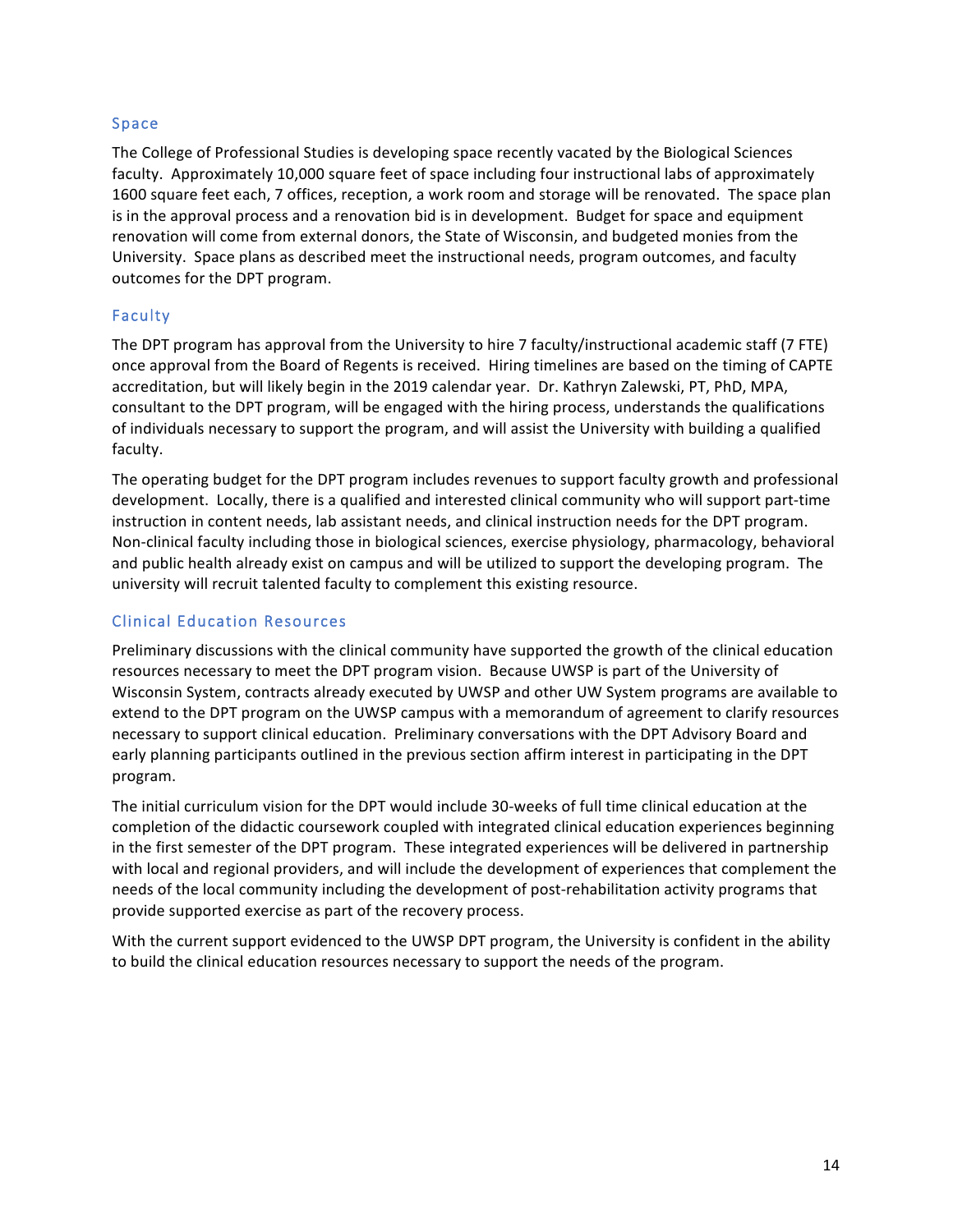## Space

The College of Professional Studies is developing space recently vacated by the Biological Sciences faculty. Approximately 10,000 square feet of space including four instructional labs of approximately 1600 square feet each, 7 offices, reception, a work room and storage will be renovated. The space plan is in the approval process and a renovation bid is in development. Budget for space and equipment renovation will come from external donors, the State of Wisconsin, and budgeted monies from the University. Space plans as described meet the instructional needs, program outcomes, and faculty outcomes for the DPT program.

## Faculty

The DPT program has approval from the University to hire 7 faculty/instructional academic staff (7 FTE) once approval from the Board of Regents is received. Hiring timelines are based on the timing of CAPTE accreditation, but will likely begin in the 2019 calendar year. Dr. Kathryn Zalewski, PT, PhD, MPA, consultant to the DPT program, will be engaged with the hiring process, understands the qualifications of individuals necessary to support the program, and will assist the University with building a qualified faculty.

The operating budget for the DPT program includes revenues to support faculty growth and professional development. Locally, there is a qualified and interested clinical community who will support part-time instruction in content needs, lab assistant needs, and clinical instruction needs for the DPT program. Non-clinical faculty including those in biological sciences, exercise physiology, pharmacology, behavioral and public health already exist on campus and will be utilized to support the developing program. The university will recruit talented faculty to complement this existing resource.

## Clinical Education Resources

Preliminary discussions with the clinical community have supported the growth of the clinical education resources necessary to meet the DPT program vision. Because UWSP is part of the University of Wisconsin System, contracts already executed by UWSP and other UW System programs are available to extend to the DPT program on the UWSP campus with a memorandum of agreement to clarify resources necessary to support clinical education. Preliminary conversations with the DPT Advisory Board and early planning participants outlined in the previous section affirm interest in participating in the DPT program.

The initial curriculum vision for the DPT would include 30-weeks of full time clinical education at the completion of the didactic coursework coupled with integrated clinical education experiences beginning in the first semester of the DPT program. These integrated experiences will be delivered in partnership with local and regional providers, and will include the development of experiences that complement the needs of the local community including the development of post-rehabilitation activity programs that provide supported exercise as part of the recovery process.

With the current support evidenced to the UWSP DPT program, the University is confident in the ability to build the clinical education resources necessary to support the needs of the program.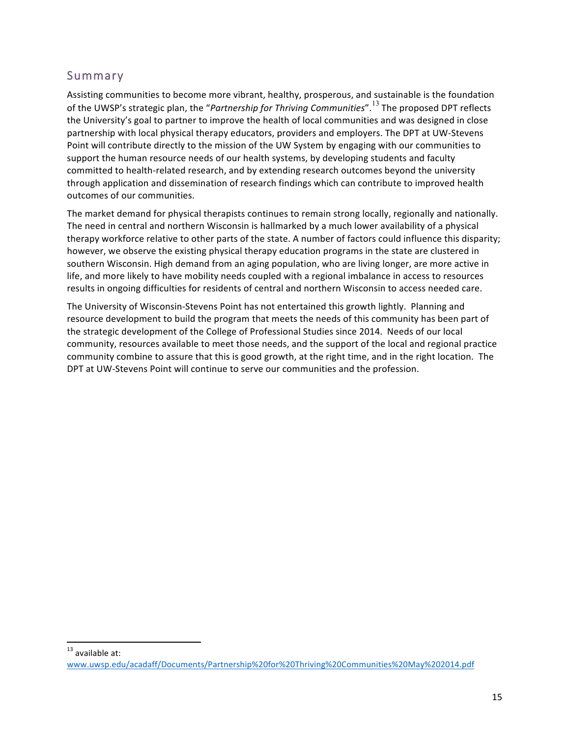## Summary

Assisting communities to become more vibrant, healthy, prosperous, and sustainable is the foundation of the UWSP's strategic plan, the "*Partnership for Thriving Communities*".[13] The proposed DPT reflects the University's goal to partner to improve the health of local communities and was designed in close partnership with local physical therapy educators, providers and employers. The DPT at UW-Stevens Point will contribute directly to the mission of the UW System by engaging with our communities to support the human resource needs of our health systems, by developing students and faculty committed to health-related research, and by extending research outcomes beyond the university through application and dissemination of research findings which can contribute to improved health outcomes of our communities.

The market demand for physical therapists continues to remain strong locally, regionally and nationally. The need in central and northern Wisconsin is hallmarked by a much lower availability of a physical therapy workforce relative to other parts of the state. A number of factors could influence this disparity; however, we observe the existing physical therapy education programs in the state are clustered in southern Wisconsin. High demand from an aging population, who are living longer, are more active in life, and more likely to have mobility needs coupled with a regional imbalance in access to resources results in ongoing difficulties for residents of central and northern Wisconsin to access needed care.

The University of Wisconsin-Stevens Point has not entertained this growth lightly. Planning and resource development to build the program that meets the needs of this community has been part of the strategic development of the College of Professional Studies since 2014. Needs of our local community, resources available to meet those needs, and the support of the local and regional practice community combine to assure that this is good growth, at the right time, and in the right location. The DPT at UW-Stevens Point will continue to serve our communities and the profession.

---

[13] available at: www.uwsp.edu/acadaff/Documents/Partnership%20for%20Thriving%20Communities%20May%202014.pdf